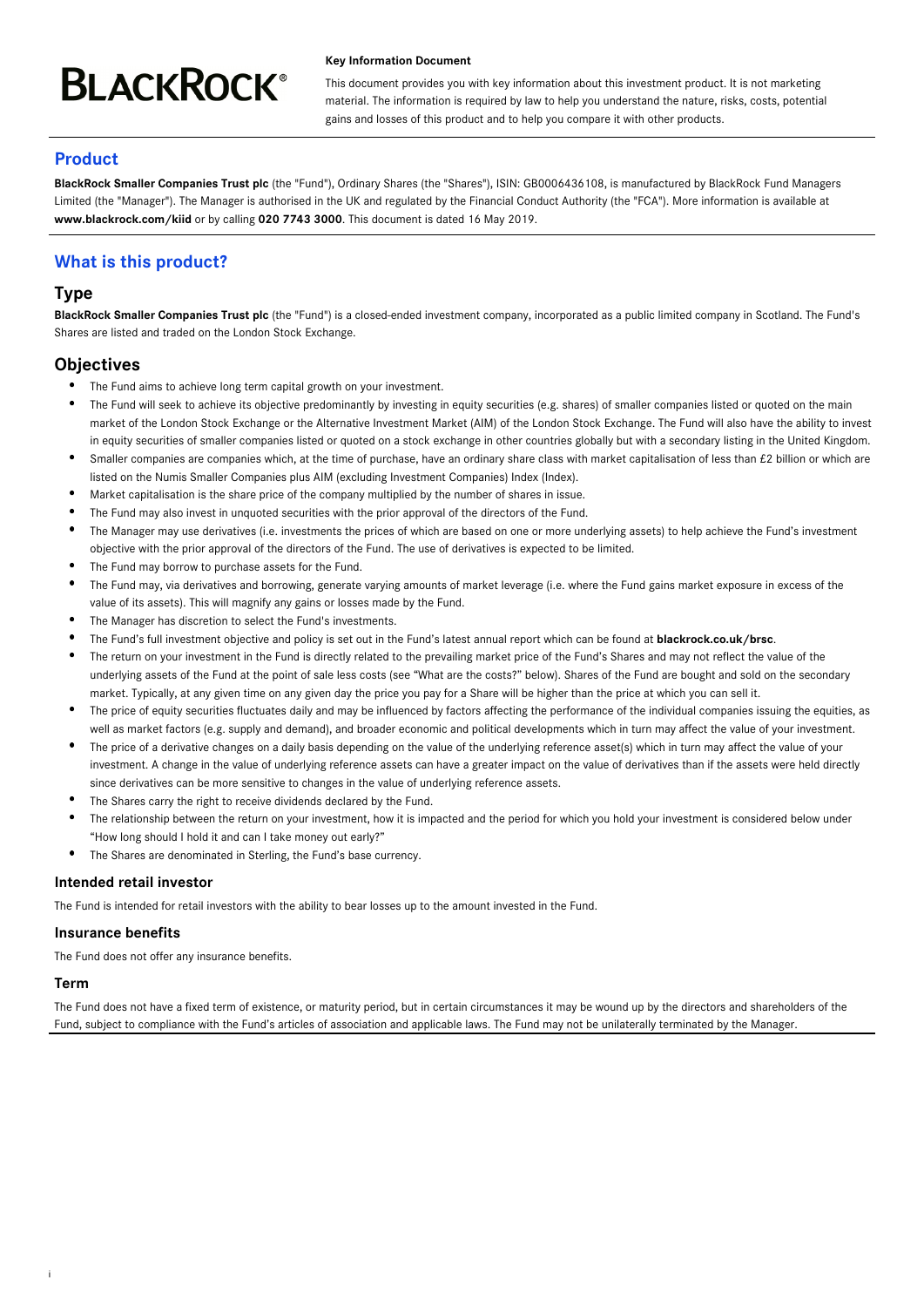BLACKROCK®

**Key Information Document**

This document provides you with key information about this investment product. It is not marketing material. The information is required by law to help you understand the nature, risks, costs, potential gains and losses of this product and to help you compare it with other products.

## Product

**BlackRock Smaller Companies Trust plc** (the "Fund"), Ordinary Shares (the "Shares"), ISIN: GB0006436108, is manufactured by BlackRock Fund Managers Limited (the "Manager"). The Manager is authorised in the UK and regulated by the Financial Conduct Authority (the "FCA"). More information is available at **www.blackrock.com/kiid** or by calling **020 7743 3000**. This document is dated 16 May 2019.

## What is this product?

### Type

**BlackRock Smaller Companies Trust plc** (the "Fund") is a closed-ended investment company, incorporated as a public limited company in Scotland. The Fund's Shares are listed and traded on the London Stock Exchange.

### Objectives

- The Fund aims to achieve long term capital growth on your investment.
- The Fund will seek to achieve its objective predominantly by investing in equity securities (e.g. shares) of smaller companies listed or quoted on the main market of the London Stock Exchange or the Alternative Investment Market (AIM) of the London Stock Exchange. The Fund will also have the ability to invest in equity securities of smaller companies listed or quoted on a stock exchange in other countries globally but with a secondary listing in the United Kingdom.
- Smaller companies are companies which, at the time of purchase, have an ordinary share class with market capitalisation of less than £2 billion or which are listed on the Numis Smaller Companies plus AIM (excluding Investment Companies) Index (Index).
- Market capitalisation is the share price of the company multiplied by the number of shares in issue.
- The Fund may also invest in unquoted securities with the prior approval of the directors of the Fund.
- The Manager may use derivatives (i.e. investments the prices of which are based on one or more underlying assets) to help achieve the Fund's investment objective with the prior approval of the directors of the Fund. The use of derivatives is expected to be limited.
- The Fund may borrow to purchase assets for the Fund.
- The Fund may, via derivatives and borrowing, generate varying amounts of market leverage (i.e. where the Fund gains market exposure in excess of the value of its assets). This will magnify any gains or losses made by the Fund.
- The Manager has discretion to select the Fund's investments.
- The Fund's full investment objective and policy is set out in the Fund's latest annual report which can be found at **blackrock.co.uk/brsc**.
- The return on your investment in the Fund is directly related to the prevailing market price of the Fund's Shares and may not reflect the value of the underlying assets of the Fund at the point of sale less costs (see "What are the costs?" below). Shares of the Fund are bought and sold on the secondary market. Typically, at any given time on any given day the price you pay for a Share will be higher than the price at which you can sell it.
- The price of equity securities fluctuates daily and may be influenced by factors affecting the performance of the individual companies issuing the equities, as well as market factors (e.g. supply and demand), and broader economic and political developments which in turn may affect the value of your investment.
- The price of a derivative changes on a daily basis depending on the value of the underlying reference asset(s) which in turn may affect the value of your investment. A change in the value of underlying reference assets can have a greater impact on the value of derivatives than if the assets were held directly since derivatives can be more sensitive to changes in the value of underlying reference assets.
- The Shares carry the right to receive dividends declared by the Fund.
- The relationship between the return on your investment, how it is impacted and the period for which you hold your investment is considered below under "How long should I hold it and can I take money out early?"
- The Shares are denominated in Sterling, the Fund's base currency.

#### Intended retail investor

The Fund is intended for retail investors with the ability to bear losses up to the amount invested in the Fund.

#### Insurance benefits

The Fund does not offer any insurance benefits.

#### Term

The Fund does not have a fixed term of existence, or maturity period, but in certain circumstances it may be wound up by the directors and shareholders of the Fund, subject to compliance with the Fund's articles of association and applicable laws. The Fund may not be unilaterally terminated by the Manager.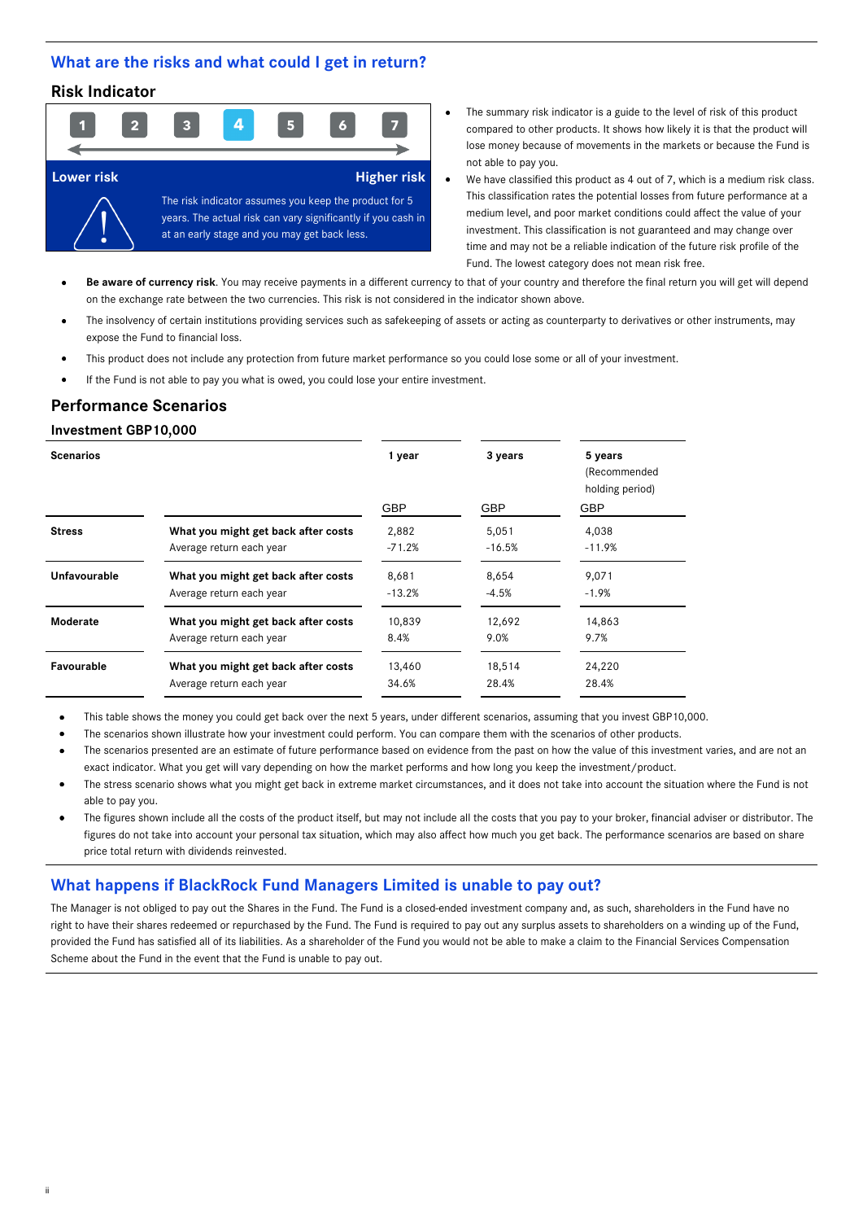## What are the risks and what could I get in return?

### Risk Indicator

1 2 **4** 3 5 6 7

Lower risk — Higher risk

The risk indicator assumes you keep the product for 5 years. The actual risk can vary significantly if you cash in at an early stage and you may get back less.

- The summary risk indicator is a guide to the level of risk of this product compared to other products. It shows how likely it is that the product will lose money because of movements in the markets or because the Fund is not able to pay you.
- We have classified this product as 4 out of 7, which is a medium risk class. This classification rates the potential losses from future performance at a medium level, and poor market conditions could affect the value of your investment. This classification is not guaranteed and may change over time and may not be a reliable indication of the future risk profile of the Fund. The lowest category does not mean risk free.
- **Be aware of currency risk**. You may receive payments in a different currency to that of your country and therefore the final return you will get will depend on the exchange rate between the two currencies. This risk is not considered in the indicator shown above.
- The insolvency of certain institutions providing services such as safekeeping of assets or acting as counterparty to derivatives or other instruments, may expose the Fund to financial loss.
- This product does not include any protection from future market performance so you could lose some or all of your investment.
- If the Fund is not able to pay you what is owed, you could lose your entire investment.

### Performance Scenarios

#### Investment GBP10,000

| Scenarios | | 1 year | 3 years | 5 years (Recommended holding period) |
|---|---|---|---|---|
| | | GBP | GBP | GBP |
| Stress | What you might get back after costs | 2,882 | 5,051 | 4,038 |
| | Average return each year | -71.2% | -16.5% | -11.9% |
| Unfavourable | What you might get back after costs | 8,681 | 8,654 | 9,071 |
| | Average return each year | -13.2% | -4.5% | -1.9% |
| Moderate | What you might get back after costs | 10,839 | 12,692 | 14,863 |
| | Average return each year | 8.4% | 9.0% | 9.7% |
| Favourable | What you might get back after costs | 13,460 | 18,514 | 24,220 |
| | Average return each year | 34.6% | 28.4% | 28.4% |

- This table shows the money you could get back over the next 5 years, under different scenarios, assuming that you invest GBP10,000.
- The scenarios shown illustrate how your investment could perform. You can compare them with the scenarios of other products.
- The scenarios presented are an estimate of future performance based on evidence from the past on how the value of this investment varies, and are not an exact indicator. What you get will vary depending on how the market performs and how long you keep the investment/product.
- The stress scenario shows what you might get back in extreme market circumstances, and it does not take into account the situation where the Fund is not able to pay you.
- The figures shown include all the costs of the product itself, but may not include all the costs that you pay to your broker, financial adviser or distributor. The figures do not take into account your personal tax situation, which may also affect how much you get back. The performance scenarios are based on share price total return with dividends reinvested.

## What happens if BlackRock Fund Managers Limited is unable to pay out?

The Manager is not obliged to pay out the Shares in the Fund. The Fund is a closed-ended investment company and, as such, shareholders in the Fund have no right to have their shares redeemed or repurchased by the Fund. The Fund is required to pay out any surplus assets to shareholders on a winding up of the Fund, provided the Fund has satisfied all of its liabilities. As a shareholder of the Fund you would not be able to make a claim to the Financial Services Compensation Scheme about the Fund in the event that the Fund is unable to pay out.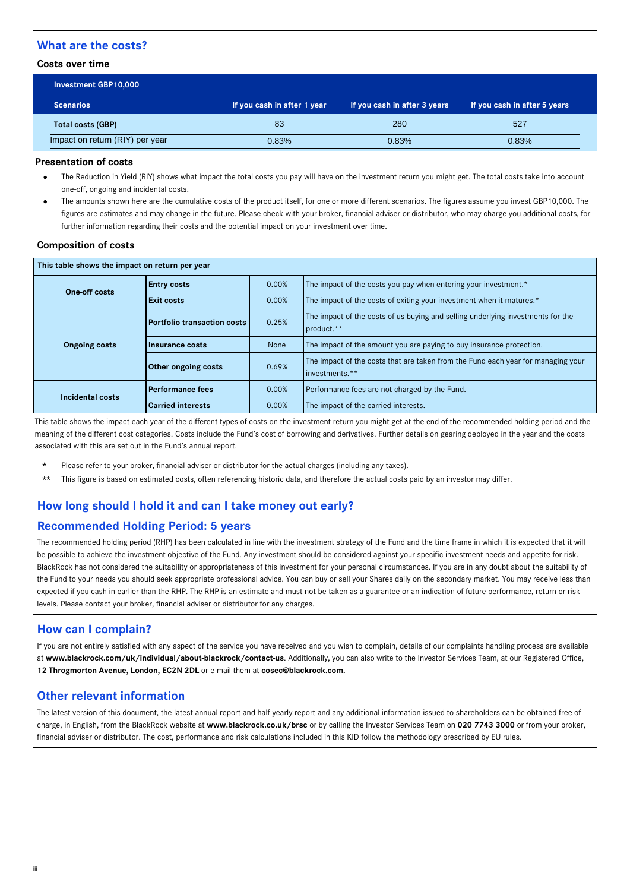## What are the costs?

### Costs over time

| Investment GBP10,000 | | | |
|---|---|---|---|
| **Scenarios** | **If you cash in after 1 year** | **If you cash in after 3 years** | **If you cash in after 5 years** |
| **Total costs (GBP)** | 83 | 280 | 527 |
| Impact on return (RIY) per year | 0.83% | 0.83% | 0.83% |

### Presentation of costs

- The Reduction in Yield (RIY) shows what impact the total costs you pay will have on the investment return you might get. The total costs take into account one-off, ongoing and incidental costs.
- The amounts shown here are the cumulative costs of the product itself, for one or more different scenarios. The figures assume you invest GBP10,000. The figures are estimates and may change in the future. Please check with your broker, financial adviser or distributor, who may charge you additional costs, for further information regarding their costs and the potential impact on your investment over time.

### Composition of costs

| This table shows the impact on return per year | | | |
|---|---|---|---|
| **One-off costs** | **Entry costs** | 0.00% | The impact of the costs you pay when entering your investment.* |
| | **Exit costs** | 0.00% | The impact of the costs of exiting your investment when it matures.* |
| **Ongoing costs** | **Portfolio transaction costs** | 0.25% | The impact of the costs of us buying and selling underlying investments for the product.** |
| | **Insurance costs** | None | The impact of the amount you are paying to buy insurance protection. |
| | **Other ongoing costs** | 0.69% | The impact of the costs that are taken from the Fund each year for managing your investments.** |
| **Incidental costs** | **Performance fees** | 0.00% | Performance fees are not charged by the Fund. |
| | **Carried interests** | 0.00% | The impact of the carried interests. |

This table shows the impact each year of the different types of costs on the investment return you might get at the end of the recommended holding period and the meaning of the different cost categories. Costs include the Fund's cost of borrowing and derivatives. Further details on gearing deployed in the year and the costs associated with this are set out in the Fund's annual report.

\* Please refer to your broker, financial adviser or distributor for the actual charges (including any taxes).

\*\* This figure is based on estimated costs, often referencing historic data, and therefore the actual costs paid by an investor may differ.

## How long should I hold it and can I take money out early?

## Recommended Holding Period: 5 years

The recommended holding period (RHP) has been calculated in line with the investment strategy of the Fund and the time frame in which it is expected that it will be possible to achieve the investment objective of the Fund. Any investment should be considered against your specific investment needs and appetite for risk. BlackRock has not considered the suitability or appropriateness of this investment for your personal circumstances. If you are in any doubt about the suitability of the Fund to your needs you should seek appropriate professional advice. You can buy or sell your Shares daily on the secondary market. You may receive less than expected if you cash in earlier than the RHP. The RHP is an estimate and must not be taken as a guarantee or an indication of future performance, return or risk levels. Please contact your broker, financial adviser or distributor for any charges.

## How can I complain?

If you are not entirely satisfied with any aspect of the service you have received and you wish to complain, details of our complaints handling process are available at **www.blackrock.com/uk/individual/about-blackrock/contact-us**. Additionally, you can also write to the Investor Services Team, at our Registered Office, **12 Throgmorton Avenue, London, EC2N 2DL** or e-mail them at **cosec@blackrock.com.**

## Other relevant information

The latest version of this document, the latest annual report and half-yearly report and any additional information issued to shareholders can be obtained free of charge, in English, from the BlackRock website at **www.blackrock.co.uk/brsc** or by calling the Investor Services Team on **020 7743 3000** or from your broker, financial adviser or distributor. The cost, performance and risk calculations included in this KID follow the methodology prescribed by EU rules.